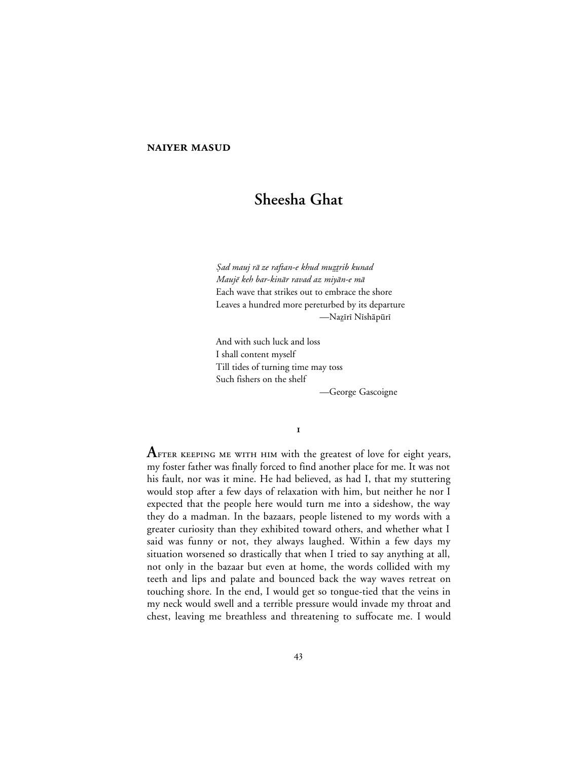**NAIYER MASUD**

# Sheesha Ghat

> *Ṣad mauj rā ze raftan-e khud muẕṯrib kunad*
> *Maujē keh bar-kinār ravad az miyān-e mā*
> Each wave that strikes out to embrace the shore
> Leaves a hundred more pereturbed by its departure
> —Naẕīrī Nīshāpūrī

> And with such luck and loss
> I shall content myself
> Till tides of turning time may toss
> Such fishers on the shelf
> —George Gascoigne

## I

AFTER KEEPING ME WITH HIM with the greatest of love for eight years, my foster father was finally forced to find another place for me. It was not his fault, nor was it mine. He had believed, as had I, that my stuttering would stop after a few days of relaxation with him, but neither he nor I expected that the people here would turn me into a sideshow, the way they do a madman. In the bazaars, people listened to my words with a greater curiosity than they exhibited toward others, and whether what I said was funny or not, they always laughed. Within a few days my situation worsened so drastically that when I tried to say anything at all, not only in the bazaar but even at home, the words collided with my teeth and lips and palate and bounced back the way waves retreat on touching shore. In the end, I would get so tongue-tied that the veins in my neck would swell and a terrible pressure would invade my throat and chest, leaving me breathless and threatening to suffocate me. I would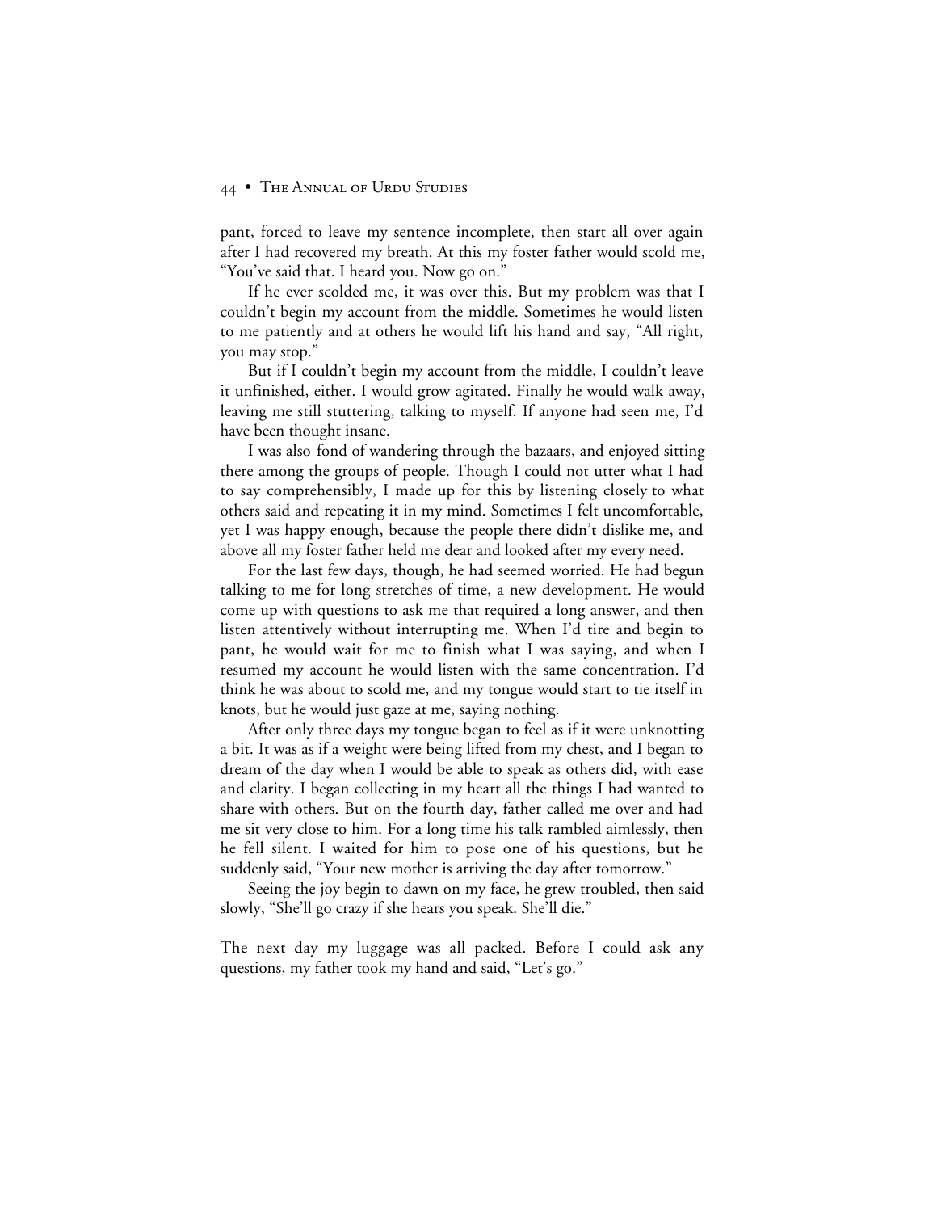pant, forced to leave my sentence incomplete, then start all over again after I had recovered my breath. At this my foster father would scold me, "You've said that. I heard you. Now go on."

If he ever scolded me, it was over this. But my problem was that I couldn't begin my account from the middle. Sometimes he would listen to me patiently and at others he would lift his hand and say, "All right, you may stop."

But if I couldn't begin my account from the middle, I couldn't leave it unfinished, either. I would grow agitated. Finally he would walk away, leaving me still stuttering, talking to myself. If anyone had seen me, I'd have been thought insane.

I was also fond of wandering through the bazaars, and enjoyed sitting there among the groups of people. Though I could not utter what I had to say comprehensibly, I made up for this by listening closely to what others said and repeating it in my mind. Sometimes I felt uncomfortable, yet I was happy enough, because the people there didn't dislike me, and above all my foster father held me dear and looked after my every need.

For the last few days, though, he had seemed worried. He had begun talking to me for long stretches of time, a new development. He would come up with questions to ask me that required a long answer, and then listen attentively without interrupting me. When I'd tire and begin to pant, he would wait for me to finish what I was saying, and when I resumed my account he would listen with the same concentration. I'd think he was about to scold me, and my tongue would start to tie itself in knots, but he would just gaze at me, saying nothing.

After only three days my tongue began to feel as if it were unknotting a bit. It was as if a weight were being lifted from my chest, and I began to dream of the day when I would be able to speak as others did, with ease and clarity. I began collecting in my heart all the things I had wanted to share with others. But on the fourth day, father called me over and had me sit very close to him. For a long time his talk rambled aimlessly, then he fell silent. I waited for him to pose one of his questions, but he suddenly said, "Your new mother is arriving the day after tomorrow."

Seeing the joy begin to dawn on my face, he grew troubled, then said slowly, "She'll go crazy if she hears you speak. She'll die."

The next day my luggage was all packed. Before I could ask any questions, my father took my hand and said, "Let's go."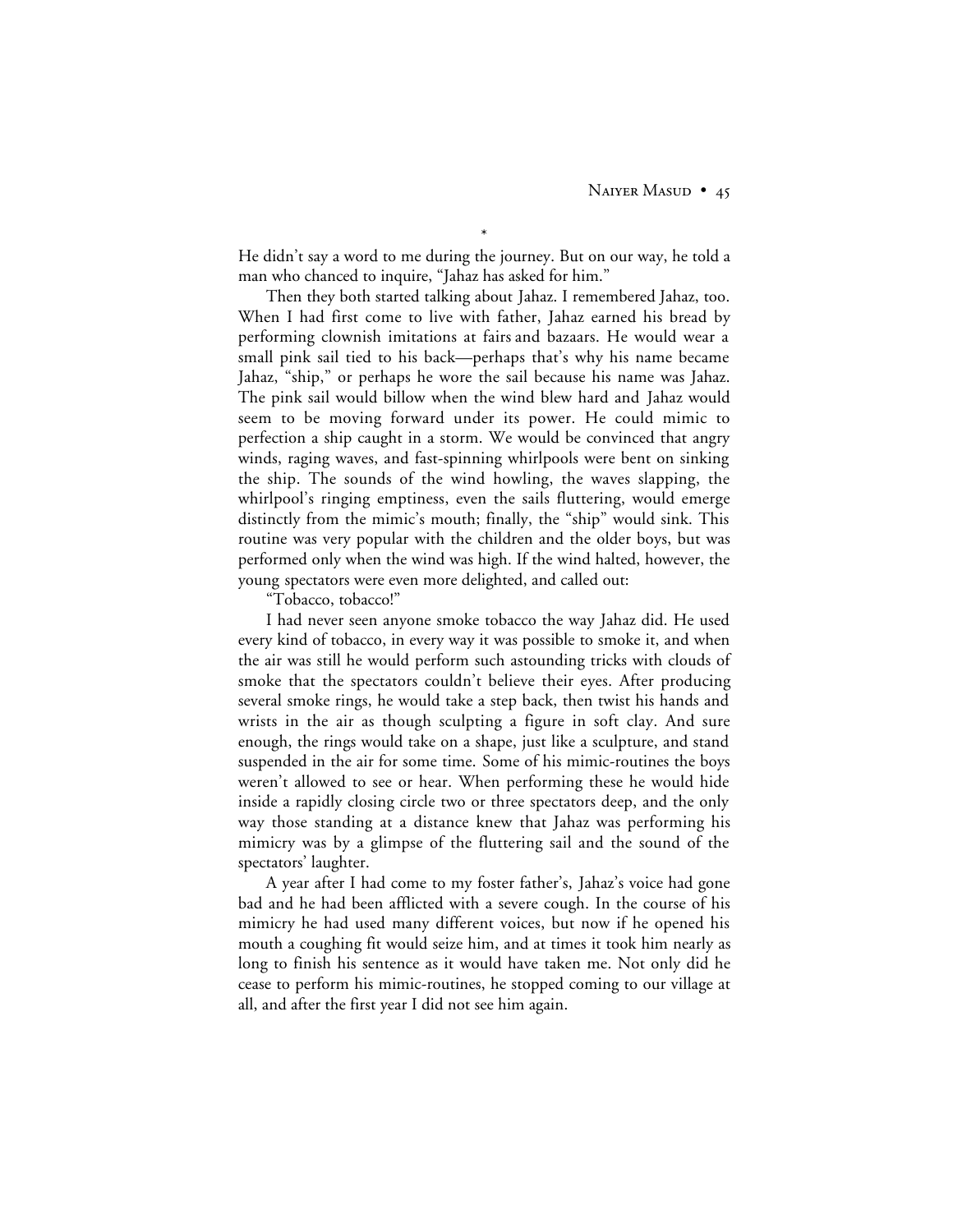*

He didn't say a word to me during the journey. But on our way, he told a man who chanced to inquire, "Jahaz has asked for him."

Then they both started talking about Jahaz. I remembered Jahaz, too. When I had first come to live with father, Jahaz earned his bread by performing clownish imitations at fairs and bazaars. He would wear a small pink sail tied to his back—perhaps that's why his name became Jahaz, "ship," or perhaps he wore the sail because his name was Jahaz. The pink sail would billow when the wind blew hard and Jahaz would seem to be moving forward under its power. He could mimic to perfection a ship caught in a storm. We would be convinced that angry winds, raging waves, and fast-spinning whirlpools were bent on sinking the ship. The sounds of the wind howling, the waves slapping, the whirlpool's ringing emptiness, even the sails fluttering, would emerge distinctly from the mimic's mouth; finally, the "ship" would sink. This routine was very popular with the children and the older boys, but was performed only when the wind was high. If the wind halted, however, the young spectators were even more delighted, and called out:

"Tobacco, tobacco!"

I had never seen anyone smoke tobacco the way Jahaz did. He used every kind of tobacco, in every way it was possible to smoke it, and when the air was still he would perform such astounding tricks with clouds of smoke that the spectators couldn't believe their eyes. After producing several smoke rings, he would take a step back, then twist his hands and wrists in the air as though sculpting a figure in soft clay. And sure enough, the rings would take on a shape, just like a sculpture, and stand suspended in the air for some time. Some of his mimic-routines the boys weren't allowed to see or hear. When performing these he would hide inside a rapidly closing circle two or three spectators deep, and the only way those standing at a distance knew that Jahaz was performing his mimicry was by a glimpse of the fluttering sail and the sound of the spectators' laughter.

A year after I had come to my foster father's, Jahaz's voice had gone bad and he had been afflicted with a severe cough. In the course of his mimicry he had used many different voices, but now if he opened his mouth a coughing fit would seize him, and at times it took him nearly as long to finish his sentence as it would have taken me. Not only did he cease to perform his mimic-routines, he stopped coming to our village at all, and after the first year I did not see him again.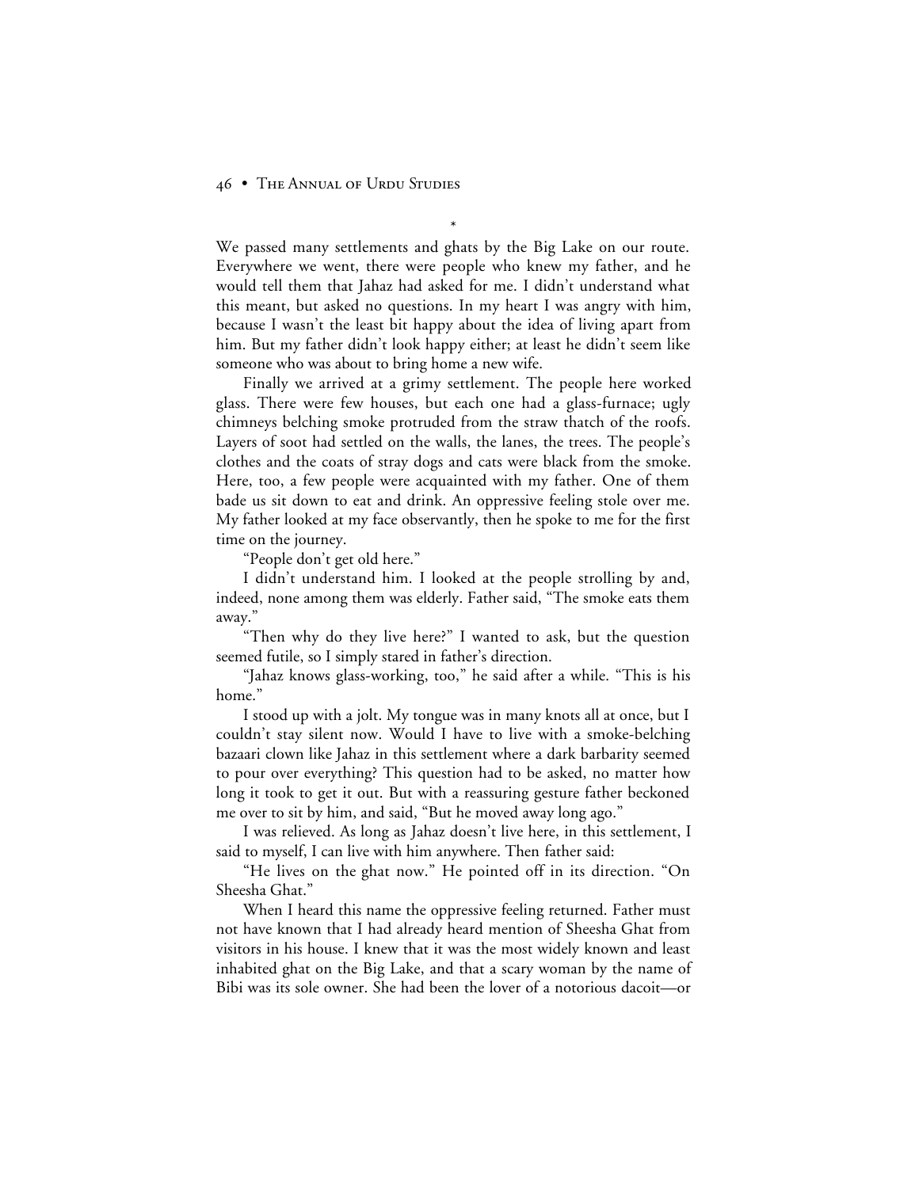*

We passed many settlements and ghats by the Big Lake on our route. Everywhere we went, there were people who knew my father, and he would tell them that Jahaz had asked for me. I didn't understand what this meant, but asked no questions. In my heart I was angry with him, because I wasn't the least bit happy about the idea of living apart from him. But my father didn't look happy either; at least he didn't seem like someone who was about to bring home a new wife.

Finally we arrived at a grimy settlement. The people here worked glass. There were few houses, but each one had a glass-furnace; ugly chimneys belching smoke protruded from the straw thatch of the roofs. Layers of soot had settled on the walls, the lanes, the trees. The people's clothes and the coats of stray dogs and cats were black from the smoke. Here, too, a few people were acquainted with my father. One of them bade us sit down to eat and drink. An oppressive feeling stole over me. My father looked at my face observantly, then he spoke to me for the first time on the journey.

"People don't get old here."

I didn't understand him. I looked at the people strolling by and, indeed, none among them was elderly. Father said, "The smoke eats them away."

"Then why do they live here?" I wanted to ask, but the question seemed futile, so I simply stared in father's direction.

"Jahaz knows glass-working, too," he said after a while. "This is his home."

I stood up with a jolt. My tongue was in many knots all at once, but I couldn't stay silent now. Would I have to live with a smoke-belching bazaari clown like Jahaz in this settlement where a dark barbarity seemed to pour over everything? This question had to be asked, no matter how long it took to get it out. But with a reassuring gesture father beckoned me over to sit by him, and said, "But he moved away long ago."

I was relieved. As long as Jahaz doesn't live here, in this settlement, I said to myself, I can live with him anywhere. Then father said:

"He lives on the ghat now." He pointed off in its direction. "On Sheesha Ghat."

When I heard this name the oppressive feeling returned. Father must not have known that I had already heard mention of Sheesha Ghat from visitors in his house. I knew that it was the most widely known and least inhabited ghat on the Big Lake, and that a scary woman by the name of Bibi was its sole owner. She had been the lover of a notorious dacoit—or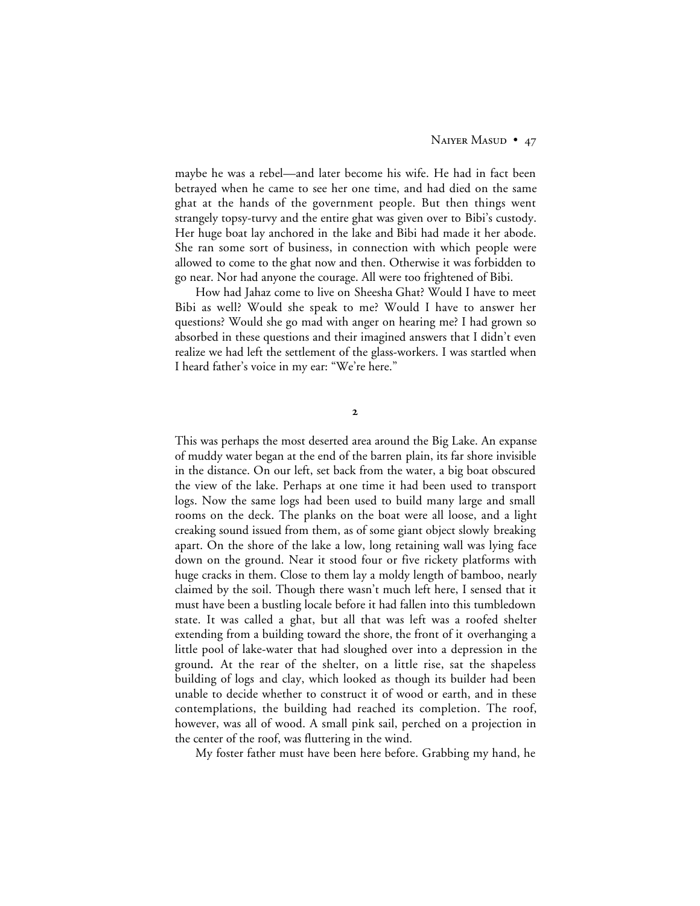maybe he was a rebel—and later become his wife. He had in fact been betrayed when he came to see her one time, and had died on the same ghat at the hands of the government people. But then things went strangely topsy-turvy and the entire ghat was given over to Bibi's custody. Her huge boat lay anchored in the lake and Bibi had made it her abode. She ran some sort of business, in connection with which people were allowed to come to the ghat now and then. Otherwise it was forbidden to go near. Nor had anyone the courage. All were too frightened of Bibi.

How had Jahaz come to live on Sheesha Ghat? Would I have to meet Bibi as well? Would she speak to me? Would I have to answer her questions? Would she go mad with anger on hearing me? I had grown so absorbed in these questions and their imagined answers that I didn't even realize we had left the settlement of the glass-workers. I was startled when I heard father's voice in my ear: "We're here."

## 2

This was perhaps the most deserted area around the Big Lake. An expanse of muddy water began at the end of the barren plain, its far shore invisible in the distance. On our left, set back from the water, a big boat obscured the view of the lake. Perhaps at one time it had been used to transport logs. Now the same logs had been used to build many large and small rooms on the deck. The planks on the boat were all loose, and a light creaking sound issued from them, as of some giant object slowly breaking apart. On the shore of the lake a low, long retaining wall was lying face down on the ground. Near it stood four or five rickety platforms with huge cracks in them. Close to them lay a moldy length of bamboo, nearly claimed by the soil. Though there wasn't much left here, I sensed that it must have been a bustling locale before it had fallen into this tumbledown state. It was called a ghat, but all that was left was a roofed shelter extending from a building toward the shore, the front of it overhanging a little pool of lake-water that had sloughed over into a depression in the ground. At the rear of the shelter, on a little rise, sat the shapeless building of logs and clay, which looked as though its builder had been unable to decide whether to construct it of wood or earth, and in these contemplations, the building had reached its completion. The roof, however, was all of wood. A small pink sail, perched on a projection in the center of the roof, was fluttering in the wind.

My foster father must have been here before. Grabbing my hand, he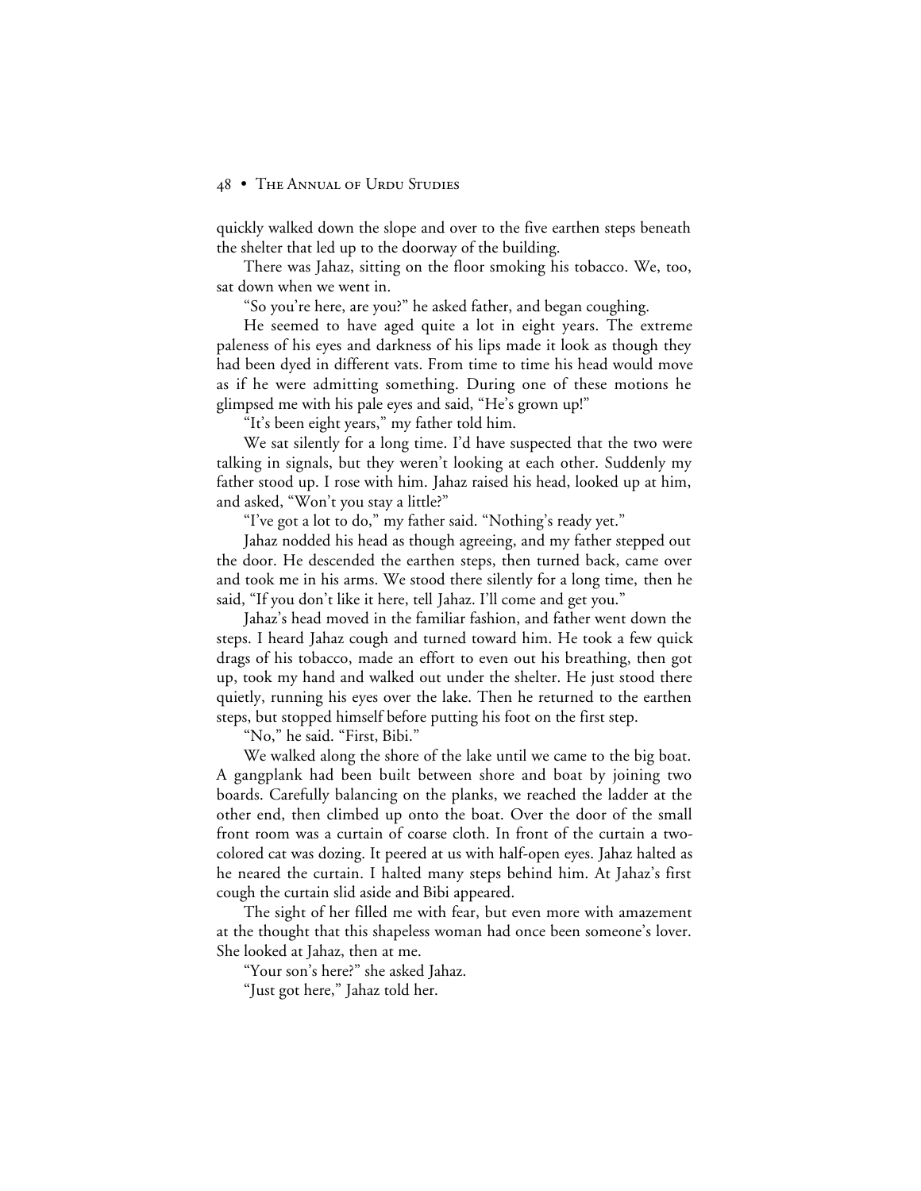quickly walked down the slope and over to the five earthen steps beneath the shelter that led up to the doorway of the building.

There was Jahaz, sitting on the floor smoking his tobacco. We, too, sat down when we went in.

"So you're here, are you?" he asked father, and began coughing.

He seemed to have aged quite a lot in eight years. The extreme paleness of his eyes and darkness of his lips made it look as though they had been dyed in different vats. From time to time his head would move as if he were admitting something. During one of these motions he glimpsed me with his pale eyes and said, "He's grown up!"

"It's been eight years," my father told him.

We sat silently for a long time. I'd have suspected that the two were talking in signals, but they weren't looking at each other. Suddenly my father stood up. I rose with him. Jahaz raised his head, looked up at him, and asked, "Won't you stay a little?"

"I've got a lot to do," my father said. "Nothing's ready yet."

Jahaz nodded his head as though agreeing, and my father stepped out the door. He descended the earthen steps, then turned back, came over and took me in his arms. We stood there silently for a long time, then he said, "If you don't like it here, tell Jahaz. I'll come and get you."

Jahaz's head moved in the familiar fashion, and father went down the steps. I heard Jahaz cough and turned toward him. He took a few quick drags of his tobacco, made an effort to even out his breathing, then got up, took my hand and walked out under the shelter. He just stood there quietly, running his eyes over the lake. Then he returned to the earthen steps, but stopped himself before putting his foot on the first step.

"No," he said. "First, Bibi."

We walked along the shore of the lake until we came to the big boat. A gangplank had been built between shore and boat by joining two boards. Carefully balancing on the planks, we reached the ladder at the other end, then climbed up onto the boat. Over the door of the small front room was a curtain of coarse cloth. In front of the curtain a two-colored cat was dozing. It peered at us with half-open eyes. Jahaz halted as he neared the curtain. I halted many steps behind him. At Jahaz's first cough the curtain slid aside and Bibi appeared.

The sight of her filled me with fear, but even more with amazement at the thought that this shapeless woman had once been someone's lover. She looked at Jahaz, then at me.

"Your son's here?" she asked Jahaz.

"Just got here," Jahaz told her.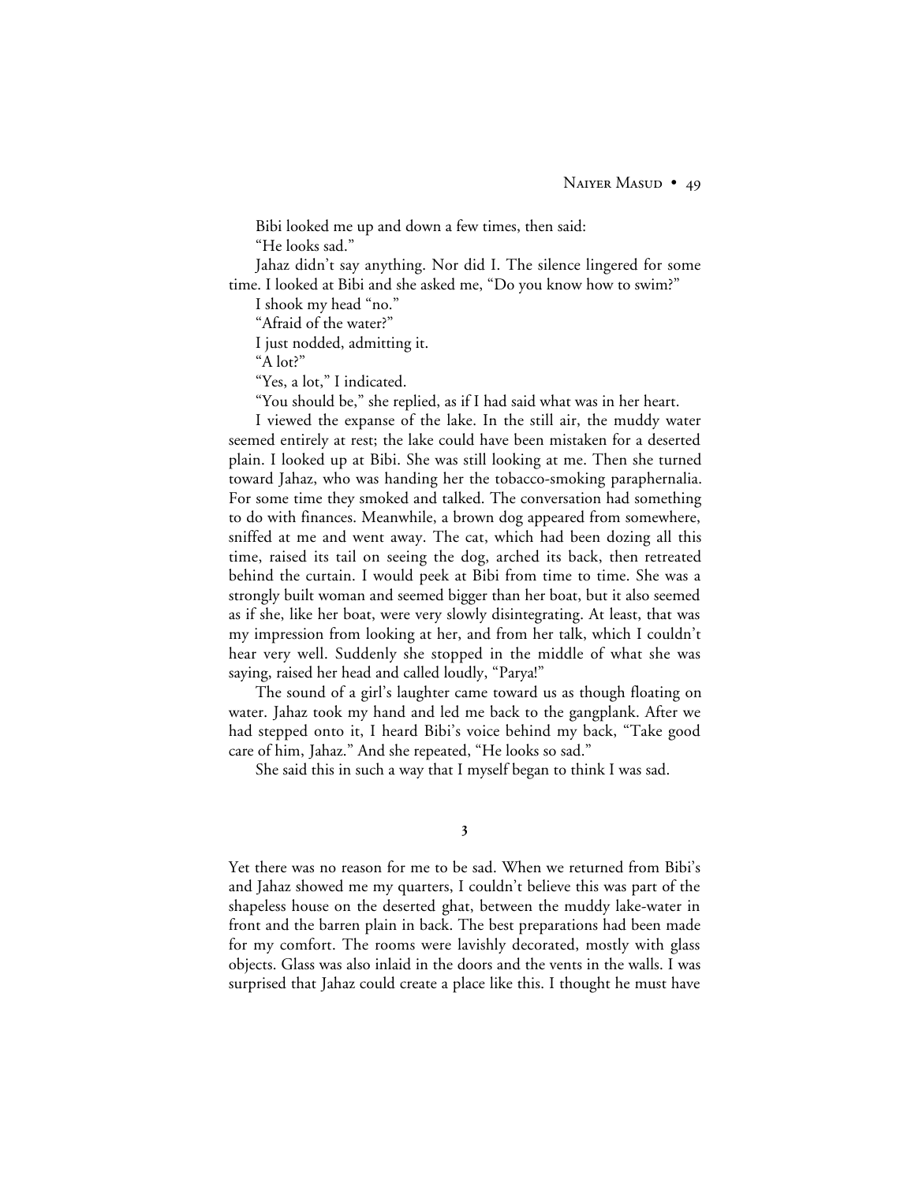Bibi looked me up and down a few times, then said:

"He looks sad."

Jahaz didn't say anything. Nor did I. The silence lingered for some time. I looked at Bibi and she asked me, "Do you know how to swim?"

I shook my head "no."

"Afraid of the water?"

I just nodded, admitting it.

"A lot?"

"Yes, a lot," I indicated.

"You should be," she replied, as if I had said what was in her heart.

I viewed the expanse of the lake. In the still air, the muddy water seemed entirely at rest; the lake could have been mistaken for a deserted plain. I looked up at Bibi. She was still looking at me. Then she turned toward Jahaz, who was handing her the tobacco-smoking paraphernalia. For some time they smoked and talked. The conversation had something to do with finances. Meanwhile, a brown dog appeared from somewhere, sniffed at me and went away. The cat, which had been dozing all this time, raised its tail on seeing the dog, arched its back, then retreated behind the curtain. I would peek at Bibi from time to time. She was a strongly built woman and seemed bigger than her boat, but it also seemed as if she, like her boat, were very slowly disintegrating. At least, that was my impression from looking at her, and from her talk, which I couldn't hear very well. Suddenly she stopped in the middle of what she was saying, raised her head and called loudly, "Parya!"

The sound of a girl's laughter came toward us as though floating on water. Jahaz took my hand and led me back to the gangplank. After we had stepped onto it, I heard Bibi's voice behind my back, "Take good care of him, Jahaz." And she repeated, "He looks so sad."

She said this in such a way that I myself began to think I was sad.

## 3

Yet there was no reason for me to be sad. When we returned from Bibi's and Jahaz showed me my quarters, I couldn't believe this was part of the shapeless house on the deserted ghat, between the muddy lake-water in front and the barren plain in back. The best preparations had been made for my comfort. The rooms were lavishly decorated, mostly with glass objects. Glass was also inlaid in the doors and the vents in the walls. I was surprised that Jahaz could create a place like this. I thought he must have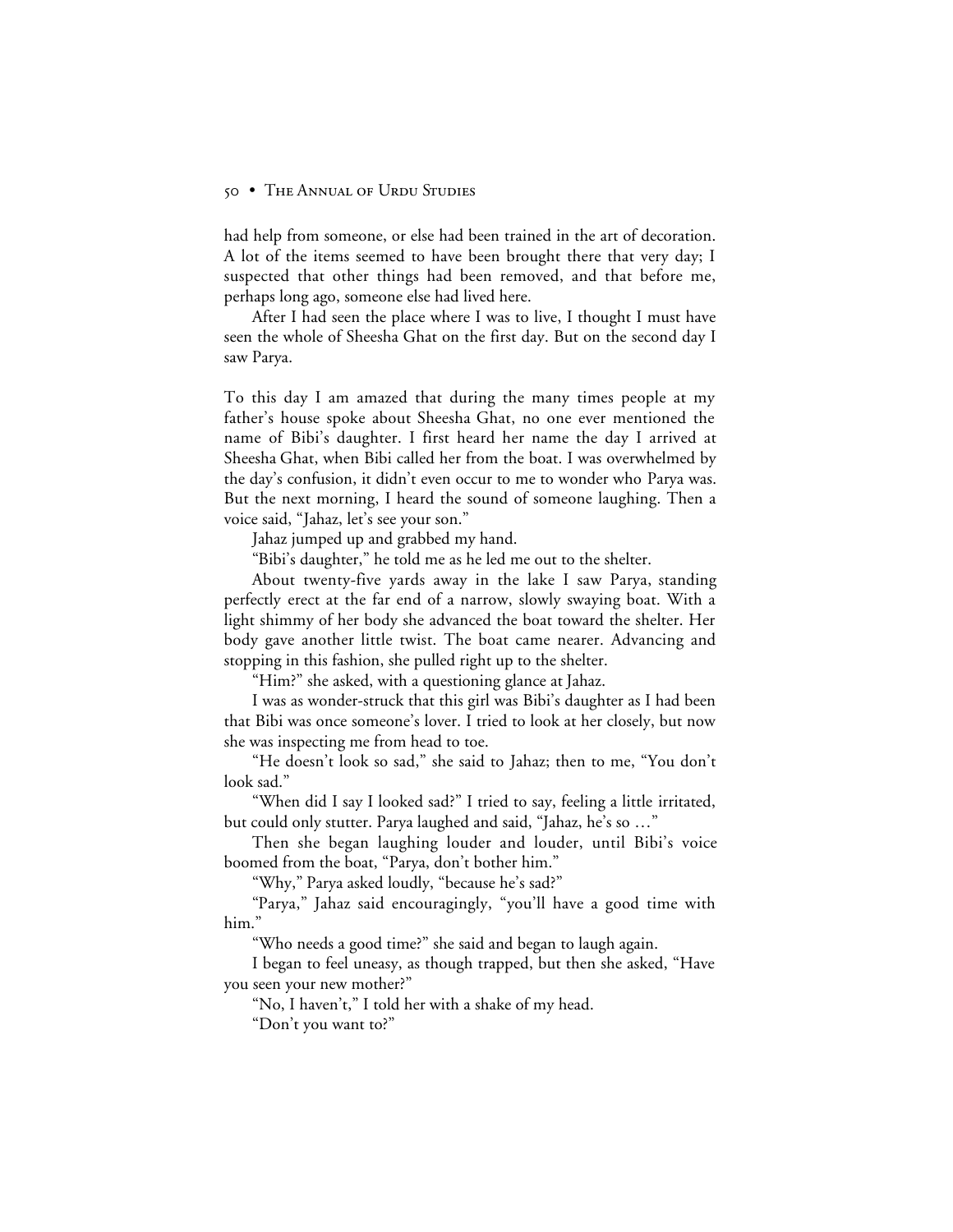had help from someone, or else had been trained in the art of decoration. A lot of the items seemed to have been brought there that very day; I suspected that other things had been removed, and that before me, perhaps long ago, someone else had lived here.

After I had seen the place where I was to live, I thought I must have seen the whole of Sheesha Ghat on the first day. But on the second day I saw Parya.

To this day I am amazed that during the many times people at my father's house spoke about Sheesha Ghat, no one ever mentioned the name of Bibi's daughter. I first heard her name the day I arrived at Sheesha Ghat, when Bibi called her from the boat. I was overwhelmed by the day's confusion, it didn't even occur to me to wonder who Parya was. But the next morning, I heard the sound of someone laughing. Then a voice said, "Jahaz, let's see your son."

Jahaz jumped up and grabbed my hand.

"Bibi's daughter," he told me as he led me out to the shelter.

About twenty-five yards away in the lake I saw Parya, standing perfectly erect at the far end of a narrow, slowly swaying boat. With a light shimmy of her body she advanced the boat toward the shelter. Her body gave another little twist. The boat came nearer. Advancing and stopping in this fashion, she pulled right up to the shelter.

"Him?" she asked, with a questioning glance at Jahaz.

I was as wonder-struck that this girl was Bibi's daughter as I had been that Bibi was once someone's lover. I tried to look at her closely, but now she was inspecting me from head to toe.

"He doesn't look so sad," she said to Jahaz; then to me, "You don't look sad."

"When did I say I looked sad?" I tried to say, feeling a little irritated, but could only stutter. Parya laughed and said, "Jahaz, he's so …"

Then she began laughing louder and louder, until Bibi's voice boomed from the boat, "Parya, don't bother him."

"Why," Parya asked loudly, "because he's sad?"

"Parya," Jahaz said encouragingly, "you'll have a good time with him."

"Who needs a good time?" she said and began to laugh again.

I began to feel uneasy, as though trapped, but then she asked, "Have you seen your new mother?"

"No, I haven't," I told her with a shake of my head.

"Don't you want to?"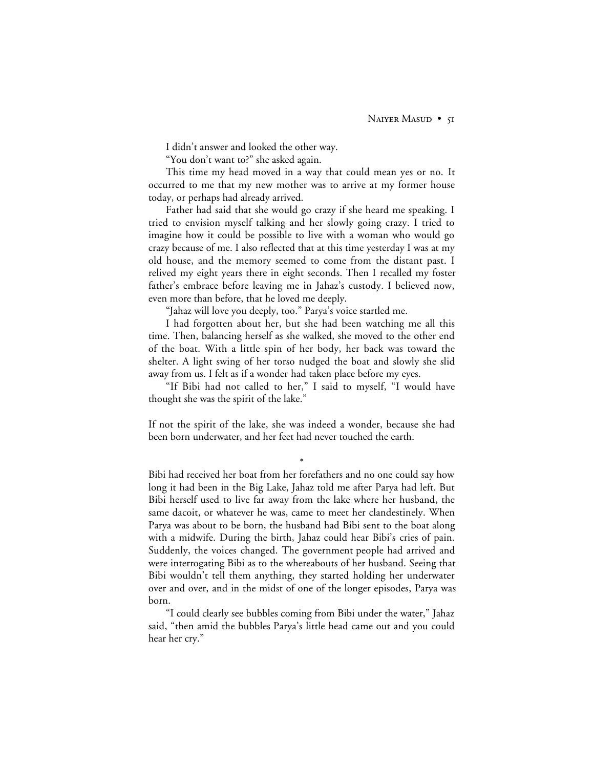I didn't answer and looked the other way.

"You don't want to?" she asked again.

This time my head moved in a way that could mean yes or no. It occurred to me that my new mother was to arrive at my former house today, or perhaps had already arrived.

Father had said that she would go crazy if she heard me speaking. I tried to envision myself talking and her slowly going crazy. I tried to imagine how it could be possible to live with a woman who would go crazy because of me. I also reflected that at this time yesterday I was at my old house, and the memory seemed to come from the distant past. I relived my eight years there in eight seconds. Then I recalled my foster father's embrace before leaving me in Jahaz's custody. I believed now, even more than before, that he loved me deeply.

"Jahaz will love you deeply, too." Parya's voice startled me.

I had forgotten about her, but she had been watching me all this time. Then, balancing herself as she walked, she moved to the other end of the boat. With a little spin of her body, her back was toward the shelter. A light swing of her torso nudged the boat and slowly she slid away from us. I felt as if a wonder had taken place before my eyes.

"If Bibi had not called to her," I said to myself, "I would have thought she was the spirit of the lake."

If not the spirit of the lake, she was indeed a wonder, because she had been born underwater, and her feet had never touched the earth.

*

Bibi had received her boat from her forefathers and no one could say how long it had been in the Big Lake, Jahaz told me after Parya had left. But Bibi herself used to live far away from the lake where her husband, the same dacoit, or whatever he was, came to meet her clandestinely. When Parya was about to be born, the husband had Bibi sent to the boat along with a midwife. During the birth, Jahaz could hear Bibi's cries of pain. Suddenly, the voices changed. The government people had arrived and were interrogating Bibi as to the whereabouts of her husband. Seeing that Bibi wouldn't tell them anything, they started holding her underwater over and over, and in the midst of one of the longer episodes, Parya was born.

"I could clearly see bubbles coming from Bibi under the water," Jahaz said, "then amid the bubbles Parya's little head came out and you could hear her cry."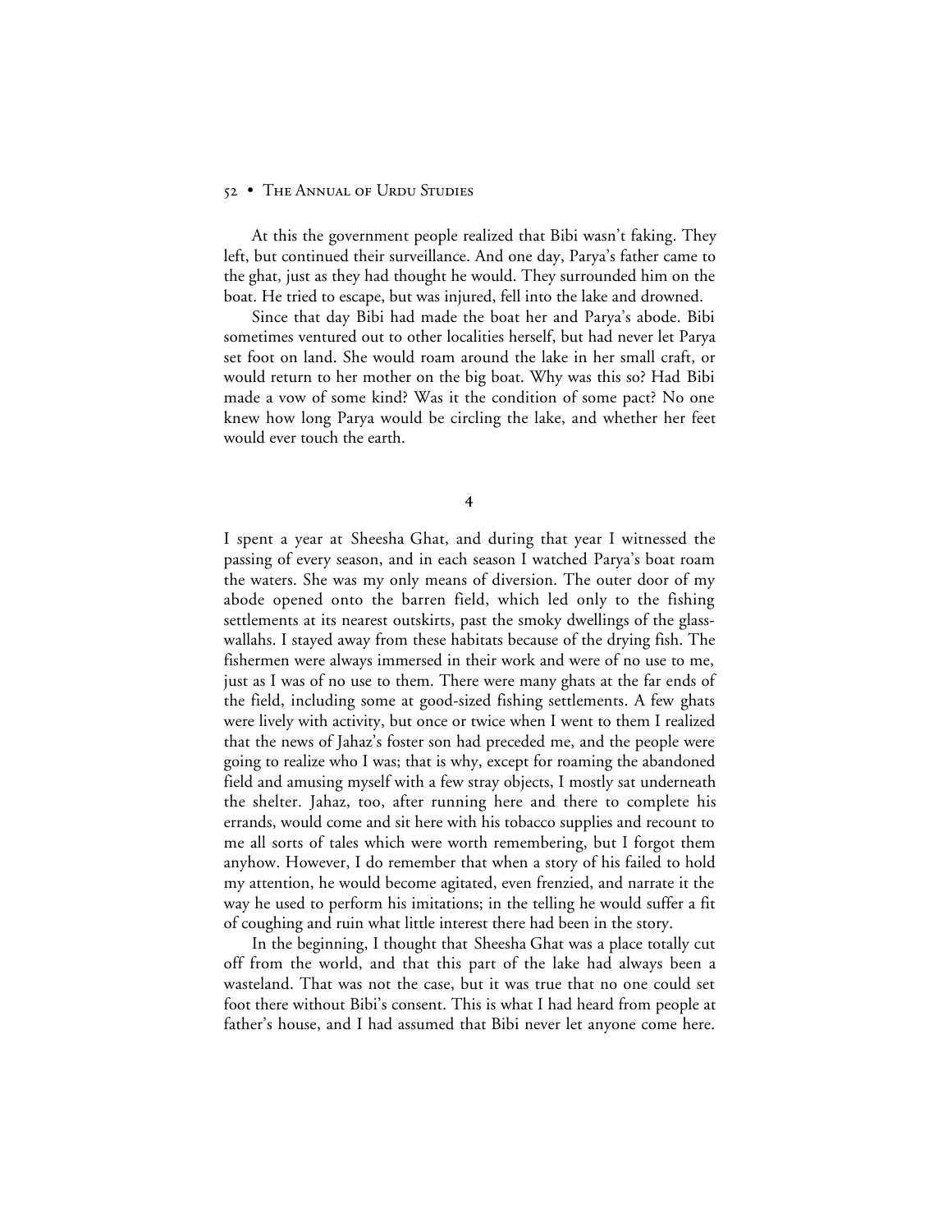At this the government people realized that Bibi wasn't faking. They left, but continued their surveillance. And one day, Parya's father came to the ghat, just as they had thought he would. They surrounded him on the boat. He tried to escape, but was injured, fell into the lake and drowned.

Since that day Bibi had made the boat her and Parya's abode. Bibi sometimes ventured out to other localities herself, but had never let Parya set foot on land. She would roam around the lake in her small craft, or would return to her mother on the big boat. Why was this so? Had Bibi made a vow of some kind? Was it the condition of some pact? No one knew how long Parya would be circling the lake, and whether her feet would ever touch the earth.

## 4

I spent a year at Sheesha Ghat, and during that year I witnessed the passing of every season, and in each season I watched Parya's boat roam the waters. She was my only means of diversion. The outer door of my abode opened onto the barren field, which led only to the fishing settlements at its nearest outskirts, past the smoky dwellings of the glass-wallahs. I stayed away from these habitats because of the drying fish. The fishermen were always immersed in their work and were of no use to me, just as I was of no use to them. There were many ghats at the far ends of the field, including some at good-sized fishing settlements. A few ghats were lively with activity, but once or twice when I went to them I realized that the news of Jahaz's foster son had preceded me, and the people were going to realize who I was; that is why, except for roaming the abandoned field and amusing myself with a few stray objects, I mostly sat underneath the shelter. Jahaz, too, after running here and there to complete his errands, would come and sit here with his tobacco supplies and recount to me all sorts of tales which were worth remembering, but I forgot them anyhow. However, I do remember that when a story of his failed to hold my attention, he would become agitated, even frenzied, and narrate it the way he used to perform his imitations; in the telling he would suffer a fit of coughing and ruin what little interest there had been in the story.

In the beginning, I thought that Sheesha Ghat was a place totally cut off from the world, and that this part of the lake had always been a wasteland. That was not the case, but it was true that no one could set foot there without Bibi's consent. This is what I had heard from people at father's house, and I had assumed that Bibi never let anyone come here.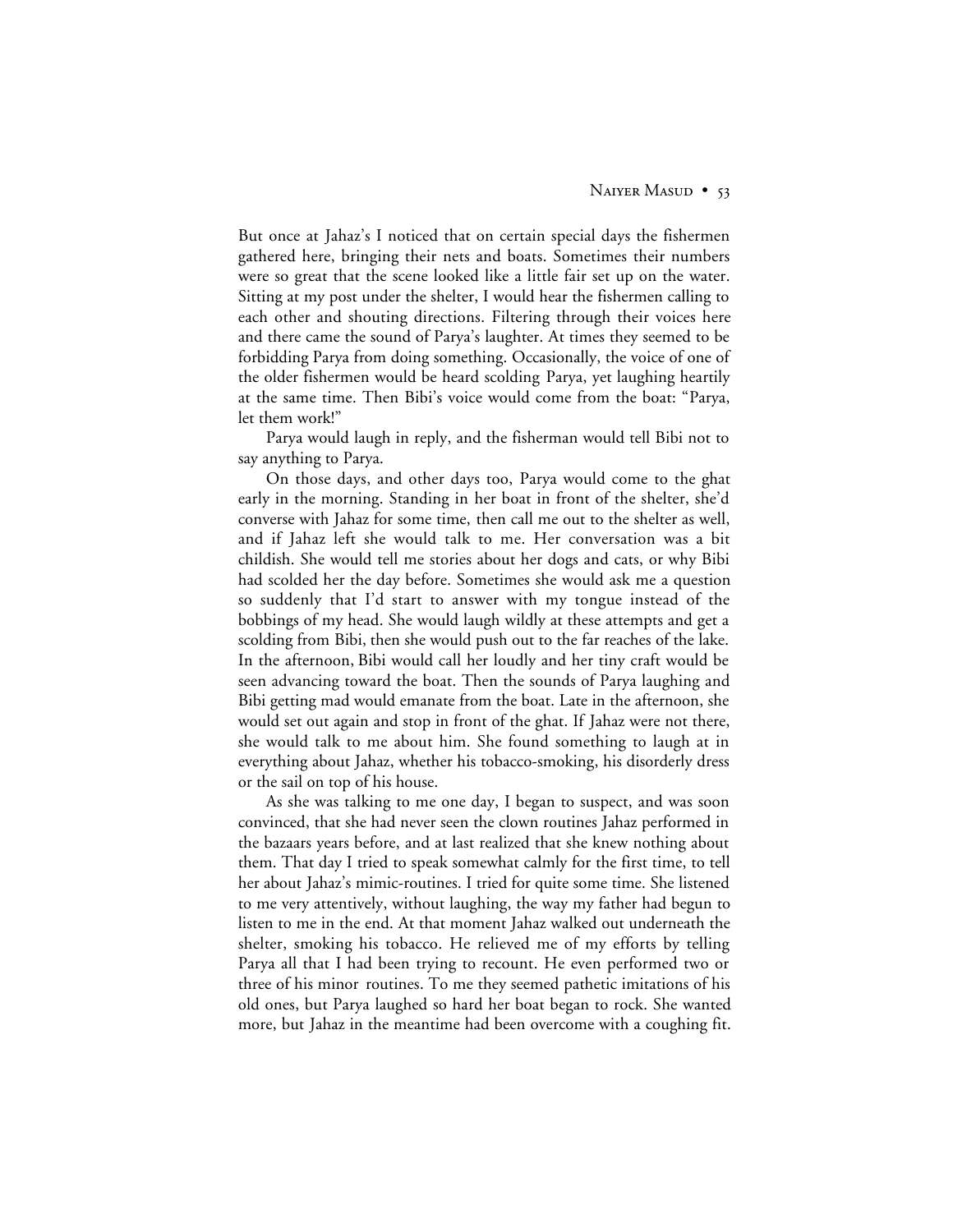But once at Jahaz's I noticed that on certain special days the fishermen gathered here, bringing their nets and boats. Sometimes their numbers were so great that the scene looked like a little fair set up on the water. Sitting at my post under the shelter, I would hear the fishermen calling to each other and shouting directions. Filtering through their voices here and there came the sound of Parya's laughter. At times they seemed to be forbidding Parya from doing something. Occasionally, the voice of one of the older fishermen would be heard scolding Parya, yet laughing heartily at the same time. Then Bibi's voice would come from the boat: "Parya, let them work!"

Parya would laugh in reply, and the fisherman would tell Bibi not to say anything to Parya.

On those days, and other days too, Parya would come to the ghat early in the morning. Standing in her boat in front of the shelter, she'd converse with Jahaz for some time, then call me out to the shelter as well, and if Jahaz left she would talk to me. Her conversation was a bit childish. She would tell me stories about her dogs and cats, or why Bibi had scolded her the day before. Sometimes she would ask me a question so suddenly that I'd start to answer with my tongue instead of the bobbings of my head. She would laugh wildly at these attempts and get a scolding from Bibi, then she would push out to the far reaches of the lake. In the afternoon, Bibi would call her loudly and her tiny craft would be seen advancing toward the boat. Then the sounds of Parya laughing and Bibi getting mad would emanate from the boat. Late in the afternoon, she would set out again and stop in front of the ghat. If Jahaz were not there, she would talk to me about him. She found something to laugh at in everything about Jahaz, whether his tobacco-smoking, his disorderly dress or the sail on top of his house.

As she was talking to me one day, I began to suspect, and was soon convinced, that she had never seen the clown routines Jahaz performed in the bazaars years before, and at last realized that she knew nothing about them. That day I tried to speak somewhat calmly for the first time, to tell her about Jahaz's mimic-routines. I tried for quite some time. She listened to me very attentively, without laughing, the way my father had begun to listen to me in the end. At that moment Jahaz walked out underneath the shelter, smoking his tobacco. He relieved me of my efforts by telling Parya all that I had been trying to recount. He even performed two or three of his minor routines. To me they seemed pathetic imitations of his old ones, but Parya laughed so hard her boat began to rock. She wanted more, but Jahaz in the meantime had been overcome with a coughing fit.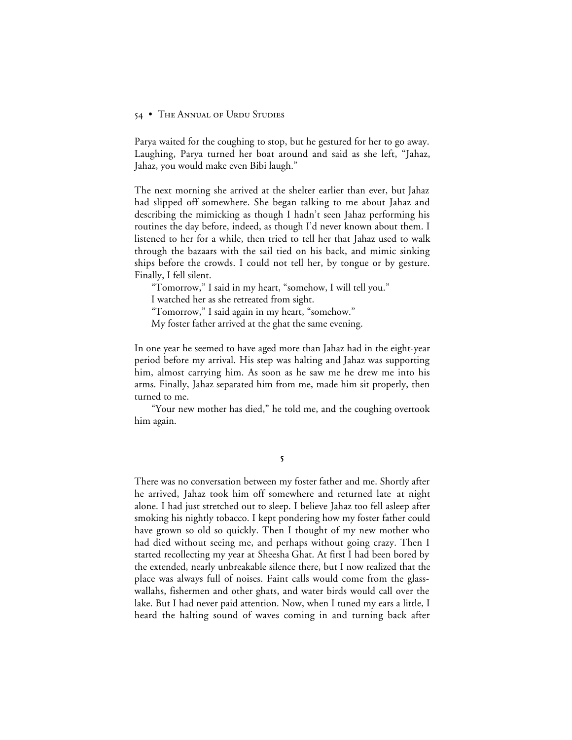Parya waited for the coughing to stop, but he gestured for her to go away. Laughing, Parya turned her boat around and said as she left, "Jahaz, Jahaz, you would make even Bibi laugh."

The next morning she arrived at the shelter earlier than ever, but Jahaz had slipped off somewhere. She began talking to me about Jahaz and describing the mimicking as though I hadn't seen Jahaz performing his routines the day before, indeed, as though I'd never known about them. I listened to her for a while, then tried to tell her that Jahaz used to walk through the bazaars with the sail tied on his back, and mimic sinking ships before the crowds. I could not tell her, by tongue or by gesture. Finally, I fell silent.

"Tomorrow," I said in my heart, "somehow, I will tell you."

I watched her as she retreated from sight.

"Tomorrow," I said again in my heart, "somehow."

My foster father arrived at the ghat the same evening.

In one year he seemed to have aged more than Jahaz had in the eight-year period before my arrival. His step was halting and Jahaz was supporting him, almost carrying him. As soon as he saw me he drew me into his arms. Finally, Jahaz separated him from me, made him sit properly, then turned to me.

"Your new mother has died," he told me, and the coughing overtook him again.

## 5

There was no conversation between my foster father and me. Shortly after he arrived, Jahaz took him off somewhere and returned late at night alone. I had just stretched out to sleep. I believe Jahaz too fell asleep after smoking his nightly tobacco. I kept pondering how my foster father could have grown so old so quickly. Then I thought of my new mother who had died without seeing me, and perhaps without going crazy. Then I started recollecting my year at Sheesha Ghat. At first I had been bored by the extended, nearly unbreakable silence there, but I now realized that the place was always full of noises. Faint calls would come from the glass-wallahs, fishermen and other ghats, and water birds would call over the lake. But I had never paid attention. Now, when I tuned my ears a little, I heard the halting sound of waves coming in and turning back after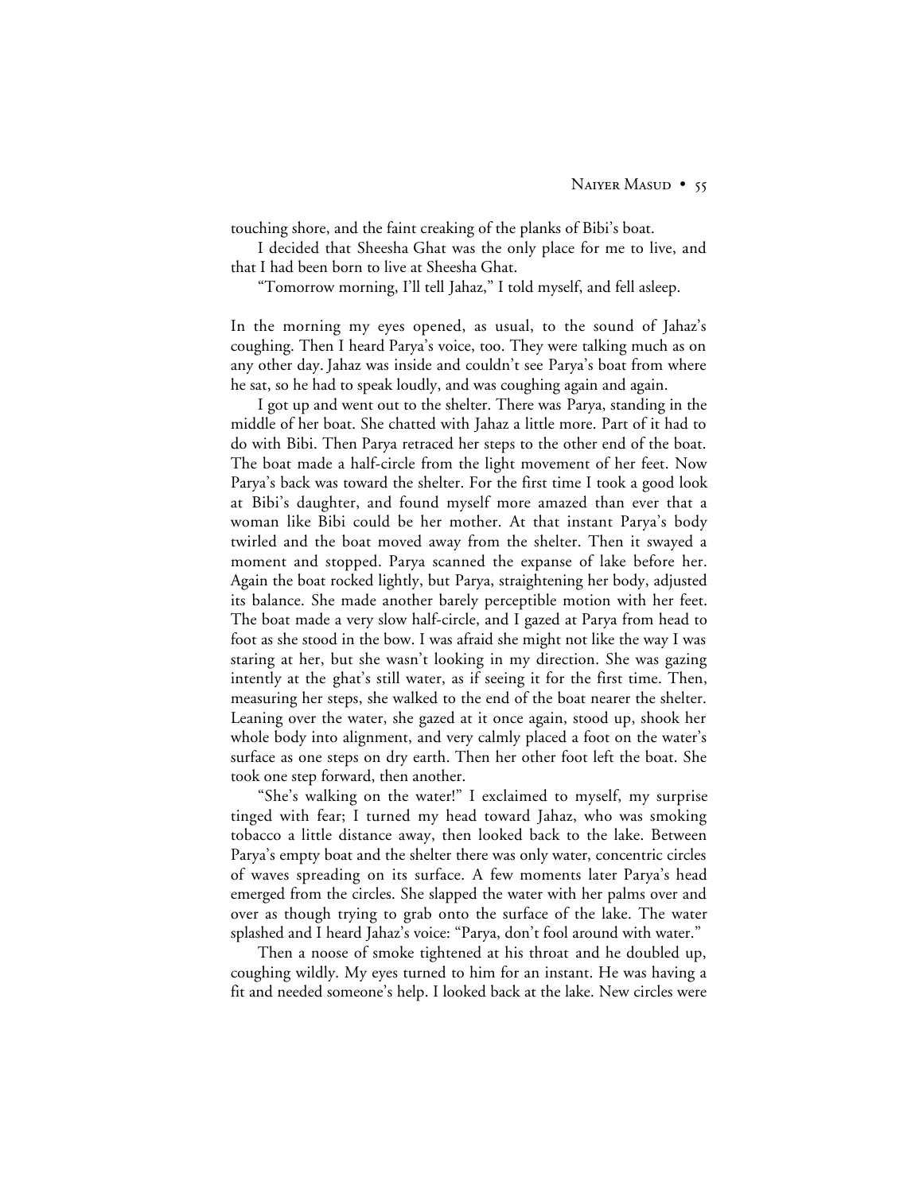touching shore, and the faint creaking of the planks of Bibi's boat.

I decided that Sheesha Ghat was the only place for me to live, and that I had been born to live at Sheesha Ghat.

"Tomorrow morning, I'll tell Jahaz," I told myself, and fell asleep.

In the morning my eyes opened, as usual, to the sound of Jahaz's coughing. Then I heard Parya's voice, too. They were talking much as on any other day. Jahaz was inside and couldn't see Parya's boat from where he sat, so he had to speak loudly, and was coughing again and again.

I got up and went out to the shelter. There was Parya, standing in the middle of her boat. She chatted with Jahaz a little more. Part of it had to do with Bibi. Then Parya retraced her steps to the other end of the boat. The boat made a half-circle from the light movement of her feet. Now Parya's back was toward the shelter. For the first time I took a good look at Bibi's daughter, and found myself more amazed than ever that a woman like Bibi could be her mother. At that instant Parya's body twirled and the boat moved away from the shelter. Then it swayed a moment and stopped. Parya scanned the expanse of lake before her. Again the boat rocked lightly, but Parya, straightening her body, adjusted its balance. She made another barely perceptible motion with her feet. The boat made a very slow half-circle, and I gazed at Parya from head to foot as she stood in the bow. I was afraid she might not like the way I was staring at her, but she wasn't looking in my direction. She was gazing intently at the ghat's still water, as if seeing it for the first time. Then, measuring her steps, she walked to the end of the boat nearer the shelter. Leaning over the water, she gazed at it once again, stood up, shook her whole body into alignment, and very calmly placed a foot on the water's surface as one steps on dry earth. Then her other foot left the boat. She took one step forward, then another.

"She's walking on the water!" I exclaimed to myself, my surprise tinged with fear; I turned my head toward Jahaz, who was smoking tobacco a little distance away, then looked back to the lake. Between Parya's empty boat and the shelter there was only water, concentric circles of waves spreading on its surface. A few moments later Parya's head emerged from the circles. She slapped the water with her palms over and over as though trying to grab onto the surface of the lake. The water splashed and I heard Jahaz's voice: "Parya, don't fool around with water."

Then a noose of smoke tightened at his throat and he doubled up, coughing wildly. My eyes turned to him for an instant. He was having a fit and needed someone's help. I looked back at the lake. New circles were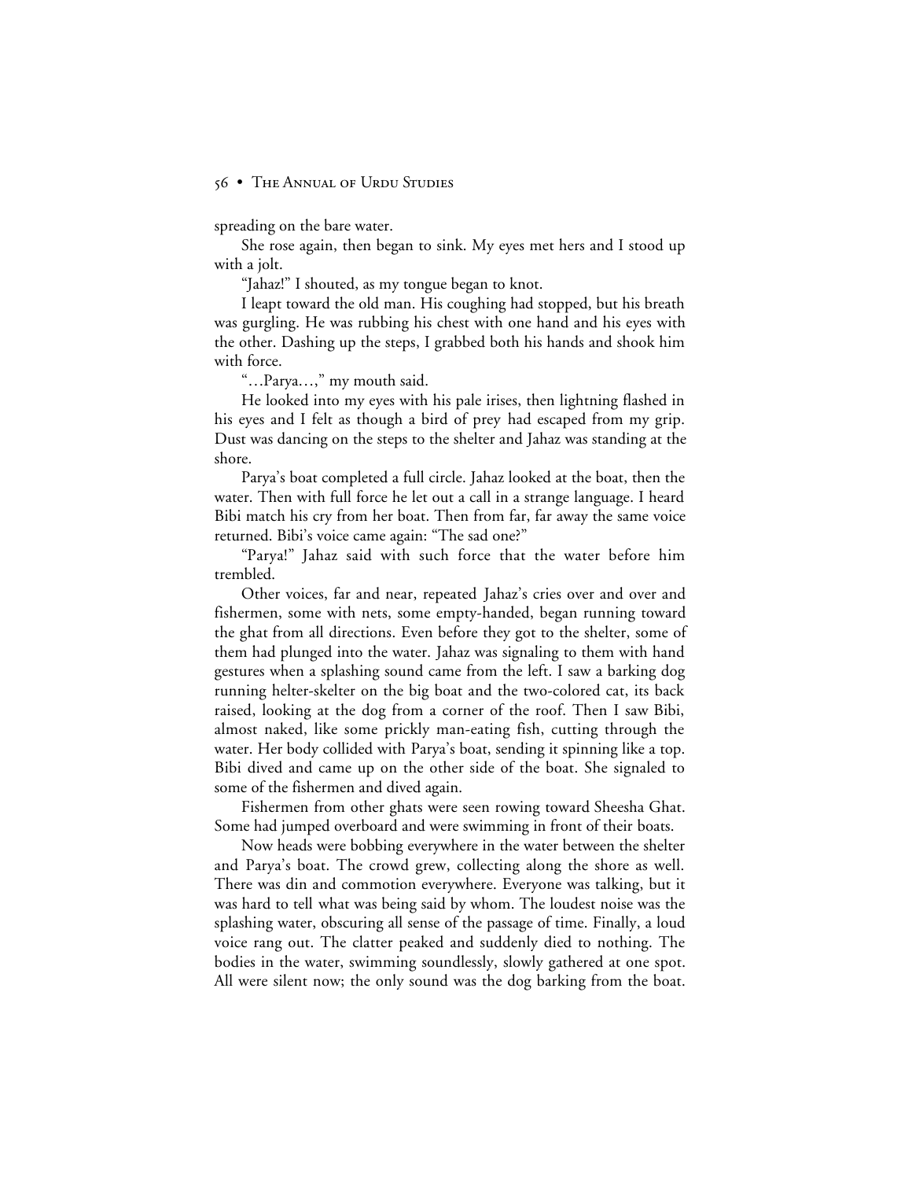spreading on the bare water.

She rose again, then began to sink. My eyes met hers and I stood up with a jolt.

"Jahaz!" I shouted, as my tongue began to knot.

I leapt toward the old man. His coughing had stopped, but his breath was gurgling. He was rubbing his chest with one hand and his eyes with the other. Dashing up the steps, I grabbed both his hands and shook him with force.

"…Parya…," my mouth said.

He looked into my eyes with his pale irises, then lightning flashed in his eyes and I felt as though a bird of prey had escaped from my grip. Dust was dancing on the steps to the shelter and Jahaz was standing at the shore.

Parya's boat completed a full circle. Jahaz looked at the boat, then the water. Then with full force he let out a call in a strange language. I heard Bibi match his cry from her boat. Then from far, far away the same voice returned. Bibi's voice came again: "The sad one?"

"Parya!" Jahaz said with such force that the water before him trembled.

Other voices, far and near, repeated Jahaz's cries over and over and fishermen, some with nets, some empty-handed, began running toward the ghat from all directions. Even before they got to the shelter, some of them had plunged into the water. Jahaz was signaling to them with hand gestures when a splashing sound came from the left. I saw a barking dog running helter-skelter on the big boat and the two-colored cat, its back raised, looking at the dog from a corner of the roof. Then I saw Bibi, almost naked, like some prickly man-eating fish, cutting through the water. Her body collided with Parya's boat, sending it spinning like a top. Bibi dived and came up on the other side of the boat. She signaled to some of the fishermen and dived again.

Fishermen from other ghats were seen rowing toward Sheesha Ghat. Some had jumped overboard and were swimming in front of their boats.

Now heads were bobbing everywhere in the water between the shelter and Parya's boat. The crowd grew, collecting along the shore as well. There was din and commotion everywhere. Everyone was talking, but it was hard to tell what was being said by whom. The loudest noise was the splashing water, obscuring all sense of the passage of time. Finally, a loud voice rang out. The clatter peaked and suddenly died to nothing. The bodies in the water, swimming soundlessly, slowly gathered at one spot. All were silent now; the only sound was the dog barking from the boat.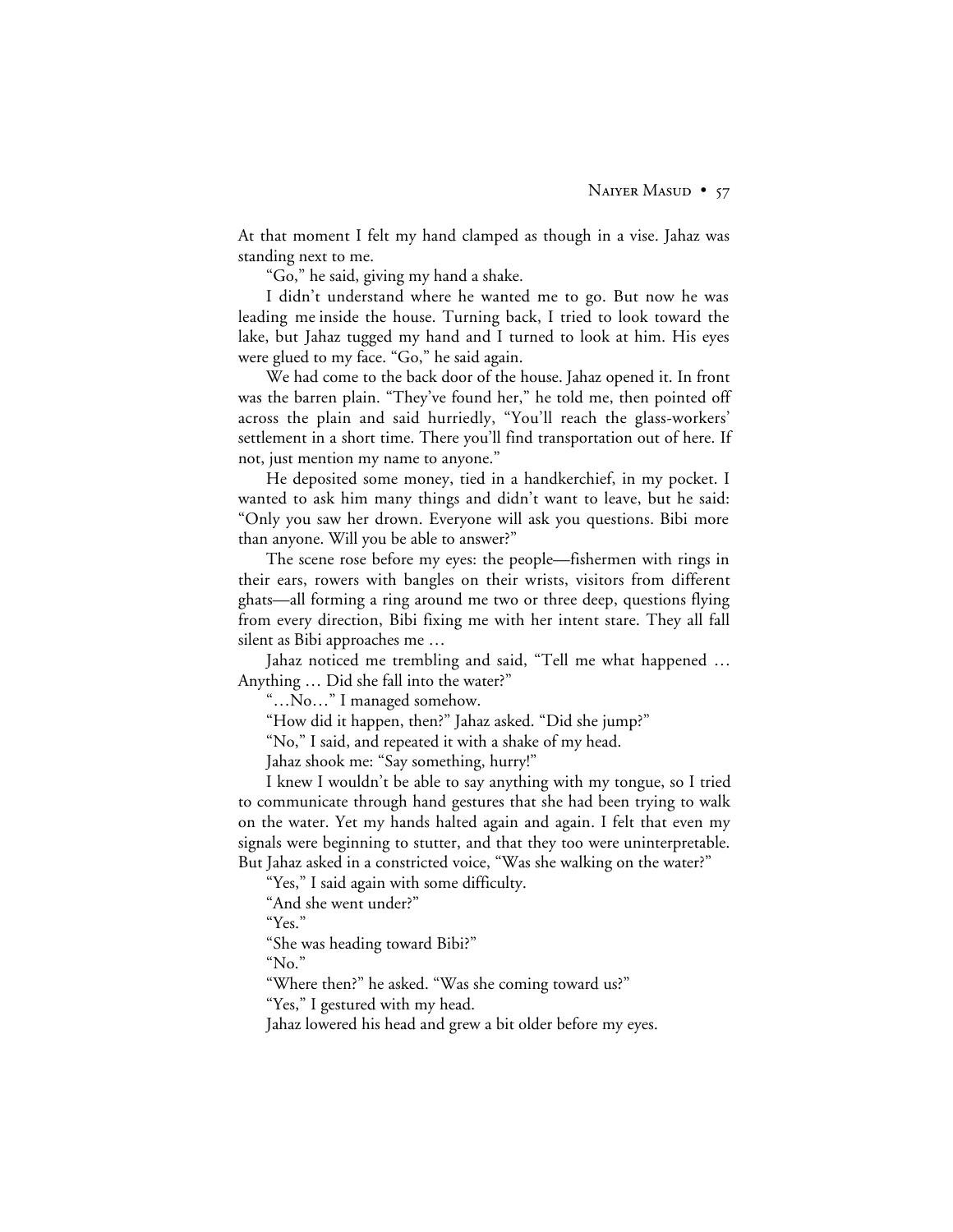At that moment I felt my hand clamped as though in a vise. Jahaz was standing next to me.

"Go," he said, giving my hand a shake.

I didn't understand where he wanted me to go. But now he was leading me inside the house. Turning back, I tried to look toward the lake, but Jahaz tugged my hand and I turned to look at him. His eyes were glued to my face. "Go," he said again.

We had come to the back door of the house. Jahaz opened it. In front was the barren plain. "They've found her," he told me, then pointed off across the plain and said hurriedly, "You'll reach the glass-workers' settlement in a short time. There you'll find transportation out of here. If not, just mention my name to anyone."

He deposited some money, tied in a handkerchief, in my pocket. I wanted to ask him many things and didn't want to leave, but he said: "Only you saw her drown. Everyone will ask you questions. Bibi more than anyone. Will you be able to answer?"

The scene rose before my eyes: the people—fishermen with rings in their ears, rowers with bangles on their wrists, visitors from different ghats—all forming a ring around me two or three deep, questions flying from every direction, Bibi fixing me with her intent stare. They all fall silent as Bibi approaches me …

Jahaz noticed me trembling and said, "Tell me what happened … Anything … Did she fall into the water?"

"…No…" I managed somehow.

"How did it happen, then?" Jahaz asked. "Did she jump?"

"No," I said, and repeated it with a shake of my head.

Jahaz shook me: "Say something, hurry!"

I knew I wouldn't be able to say anything with my tongue, so I tried to communicate through hand gestures that she had been trying to walk on the water. Yet my hands halted again and again. I felt that even my signals were beginning to stutter, and that they too were uninterpretable. But Jahaz asked in a constricted voice, "Was she walking on the water?"

"Yes," I said again with some difficulty.

"And she went under?"

"Yes."

"She was heading toward Bibi?"

"No."

"Where then?" he asked. "Was she coming toward us?"

"Yes," I gestured with my head.

Jahaz lowered his head and grew a bit older before my eyes.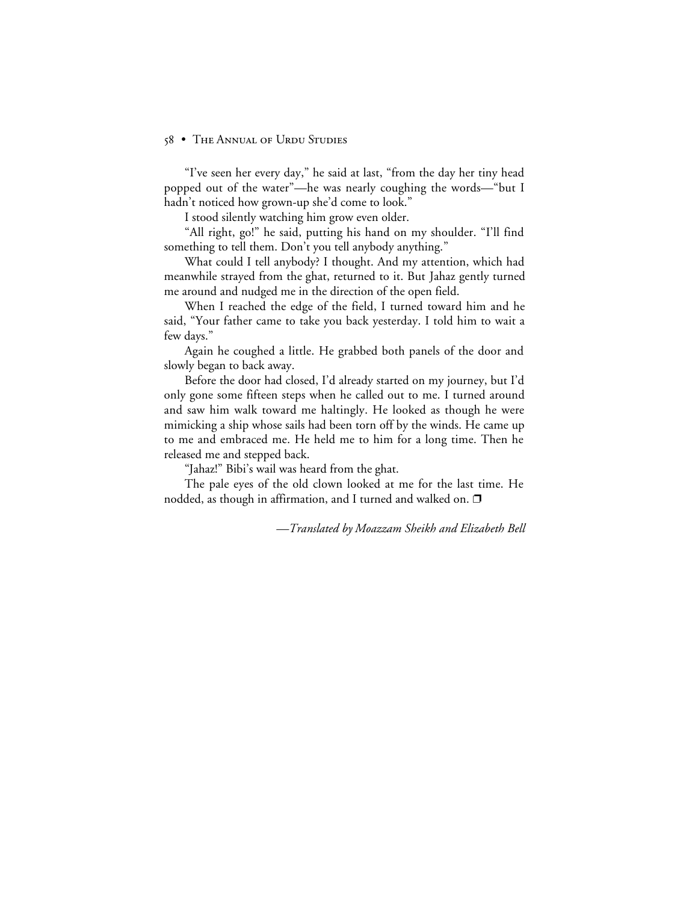"I've seen her every day," he said at last, "from the day her tiny head popped out of the water"—he was nearly coughing the words—"but I hadn't noticed how grown-up she'd come to look."

I stood silently watching him grow even older.

"All right, go!" he said, putting his hand on my shoulder. "I'll find something to tell them. Don't you tell anybody anything."

What could I tell anybody? I thought. And my attention, which had meanwhile strayed from the ghat, returned to it. But Jahaz gently turned me around and nudged me in the direction of the open field.

When I reached the edge of the field, I turned toward him and he said, "Your father came to take you back yesterday. I told him to wait a few days."

Again he coughed a little. He grabbed both panels of the door and slowly began to back away.

Before the door had closed, I'd already started on my journey, but I'd only gone some fifteen steps when he called out to me. I turned around and saw him walk toward me haltingly. He looked as though he were mimicking a ship whose sails had been torn off by the winds. He came up to me and embraced me. He held me to him for a long time. Then he released me and stepped back.

"Jahaz!" Bibi's wail was heard from the ghat.

The pale eyes of the old clown looked at me for the last time. He nodded, as though in affirmation, and I turned and walked on. ❐

*—Translated by Moazzam Sheikh and Elizabeth Bell*